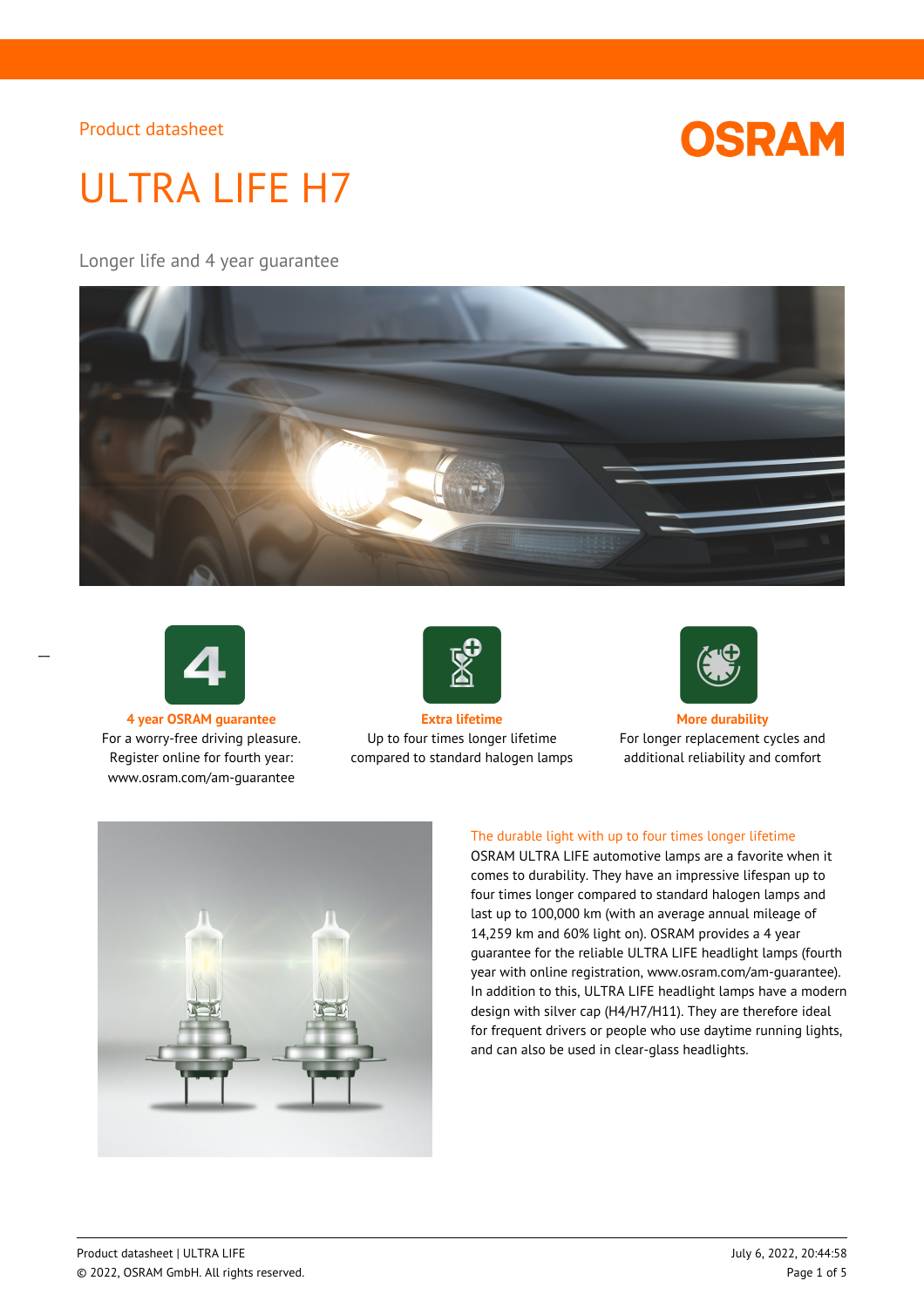Product datasheet

# ULTRA LIFE H7

Longer life and 4 year guarantee

**4 year OSRAM guarantee**
For a worry-free driving pleasure. Register online for fourth year: www.osram.com/am-guarantee

**Extra lifetime**
Up to four times longer lifetime compared to standard halogen lamps

**More durability**
For longer replacement cycles and additional reliability and comfort

## The durable light with up to four times longer lifetime

OSRAM ULTRA LIFE automotive lamps are a favorite when it comes to durability. They have an impressive lifespan up to four times longer compared to standard halogen lamps and last up to 100,000 km (with an average annual mileage of 14,259 km and 60% light on). OSRAM provides a 4 year guarantee for the reliable ULTRA LIFE headlight lamps (fourth year with online registration, www.osram.com/am-guarantee). In addition to this, ULTRA LIFE headlight lamps have a modern design with silver cap (H4/H7/H11). They are therefore ideal for frequent drivers or people who use daytime running lights, and can also be used in clear-glass headlights.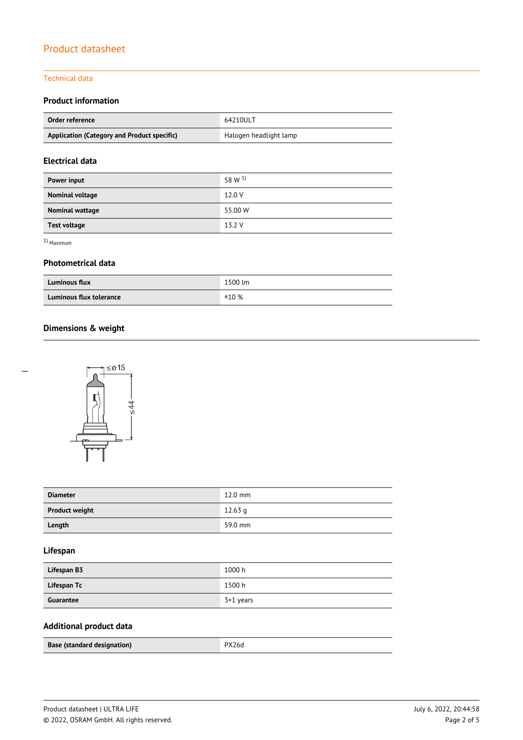# Product datasheet

## Technical data

### Product information

| Order reference | 64210ULT |
|---|---|
| Application (Category and Product specific) | Halogen headlight lamp |

### Electrical data

| Power input | 58 W [1] |
|---|---|
| Nominal voltage | 12.0 V |
| Nominal wattage | 55.00 W |
| Test voltage | 13.2 V |

[1] Maximum

### Photometrical data

| Luminous flux | 1500 lm |
|---|---|
| Luminous flux tolerance | ±10 % |

### Dimensions & weight

| Diameter | 12.0 mm |
|---|---|
| Product weight | 12.63 g |
| Length | 59.0 mm |

### Lifespan

| Lifespan B3 | 1000 h |
|---|---|
| Lifespan Tc | 1500 h |
| Guarantee | 3+1 years |

### Additional product data

| Base (standard designation) | PX26d |
|---|---|

Product datasheet | ULTRA LIFE

© 2022, OSRAM GmbH. All rights reserved.

July 6, 2022, 20:44:58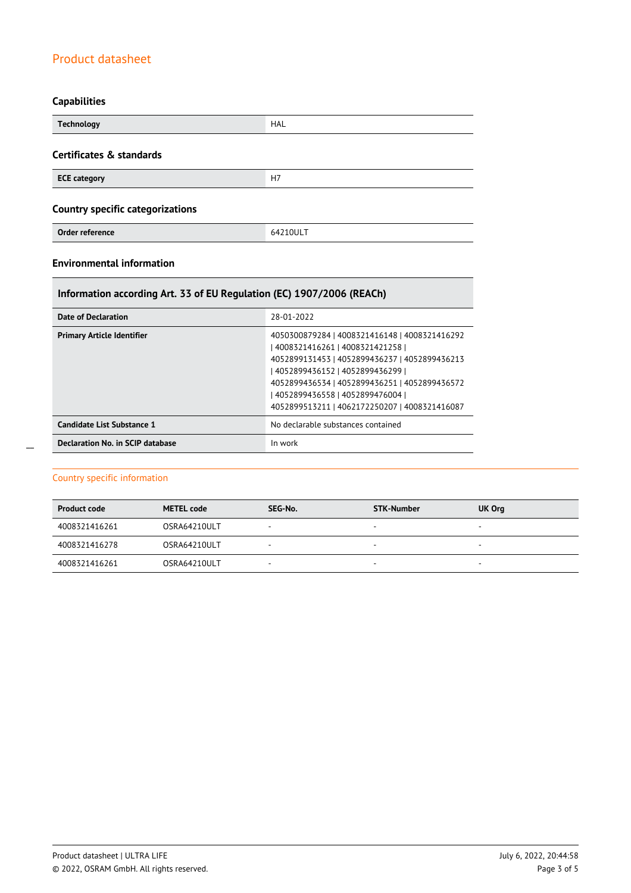### Capabilities

| Technology | HAL |
|---|---|

### Certificates & standards

| ECE category | H7 |
|---|---|

### Country specific categorizations

| Order reference | 64210ULT |
|---|---|

### Environmental information

| Information according Art. 33 of EU Regulation (EC) 1907/2006 (REACh) | |
|---|---|
| Date of Declaration | 28-01-2022 |
| Primary Article Identifier | 4050300879284 \| 4008321416148 \| 4008321416292 \| 4008321416261 \| 4008321421258 \| 4052899131453 \| 4052899436237 \| 4052899436213 \| 4052899436152 \| 4052899436299 \| 4052899436534 \| 4052899436251 \| 4052899436572 \| 4052899436558 \| 4052899476004 \| 4052899513211 \| 4062172250207 \| 4008321416087 |
| Candidate List Substance 1 | No declarable substances contained |
| Declaration No. in SCIP database | In work |

## Country specific information

| Product code | METEL code | SEG-No. | STK-Number | UK Org |
|---|---|---|---|---|
| 4008321416261 | OSRA64210ULT | - | - | - |
| 4008321416278 | OSRA64210ULT | - | - | - |
| 4008321416261 | OSRA64210ULT | - | - | - |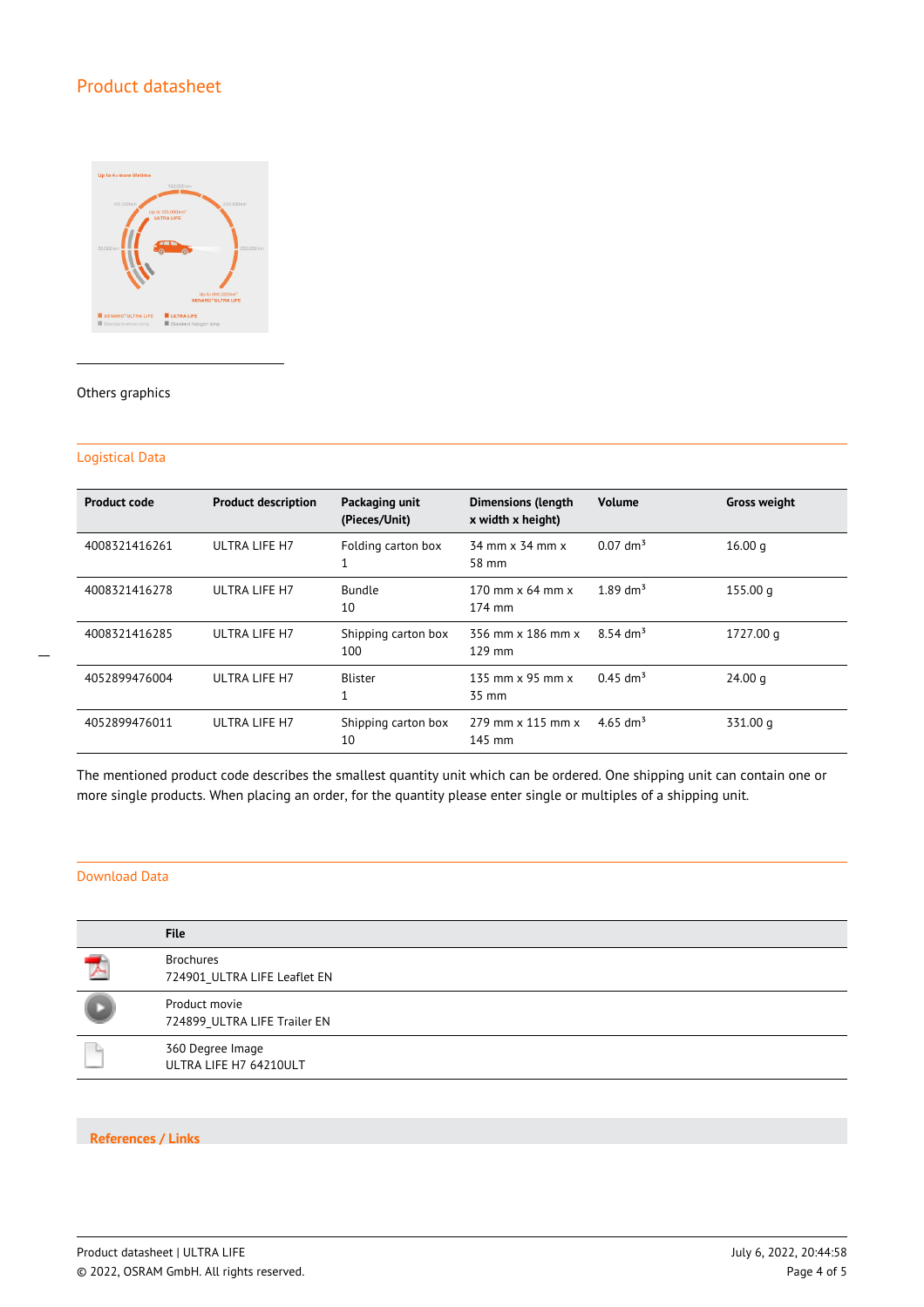Others graphics

## Logistical Data

| Product code | Product description | Packaging unit (Pieces/Unit) | Dimensions (length x width x height) | Volume | Gross weight |
|---|---|---|---|---|---|
| 4008321416261 | ULTRA LIFE H7 | Folding carton box 1 | 34 mm x 34 mm x 58 mm | 0.07 dm³ | 16.00 g |
| 4008321416278 | ULTRA LIFE H7 | Bundle 10 | 170 mm x 64 mm x 174 mm | 1.89 dm³ | 155.00 g |
| 4008321416285 | ULTRA LIFE H7 | Shipping carton box 100 | 356 mm x 186 mm x 129 mm | 8.54 dm³ | 1727.00 g |
| 4052899476004 | ULTRA LIFE H7 | Blister 1 | 135 mm x 95 mm x 35 mm | 0.45 dm³ | 24.00 g |
| 4052899476011 | ULTRA LIFE H7 | Shipping carton box 10 | 279 mm x 115 mm x 145 mm | 4.65 dm³ | 331.00 g |

The mentioned product code describes the smallest quantity unit which can be ordered. One shipping unit can contain one or more single products. When placing an order, for the quantity please enter single or multiples of a shipping unit.

## Download Data

| | File |
|---|---|
| | Brochures<br>724901_ULTRA LIFE Leaflet EN |
| | Product movie<br>724899_ULTRA LIFE Trailer EN |
| | 360 Degree Image<br>ULTRA LIFE H7 64210ULT |

## References / Links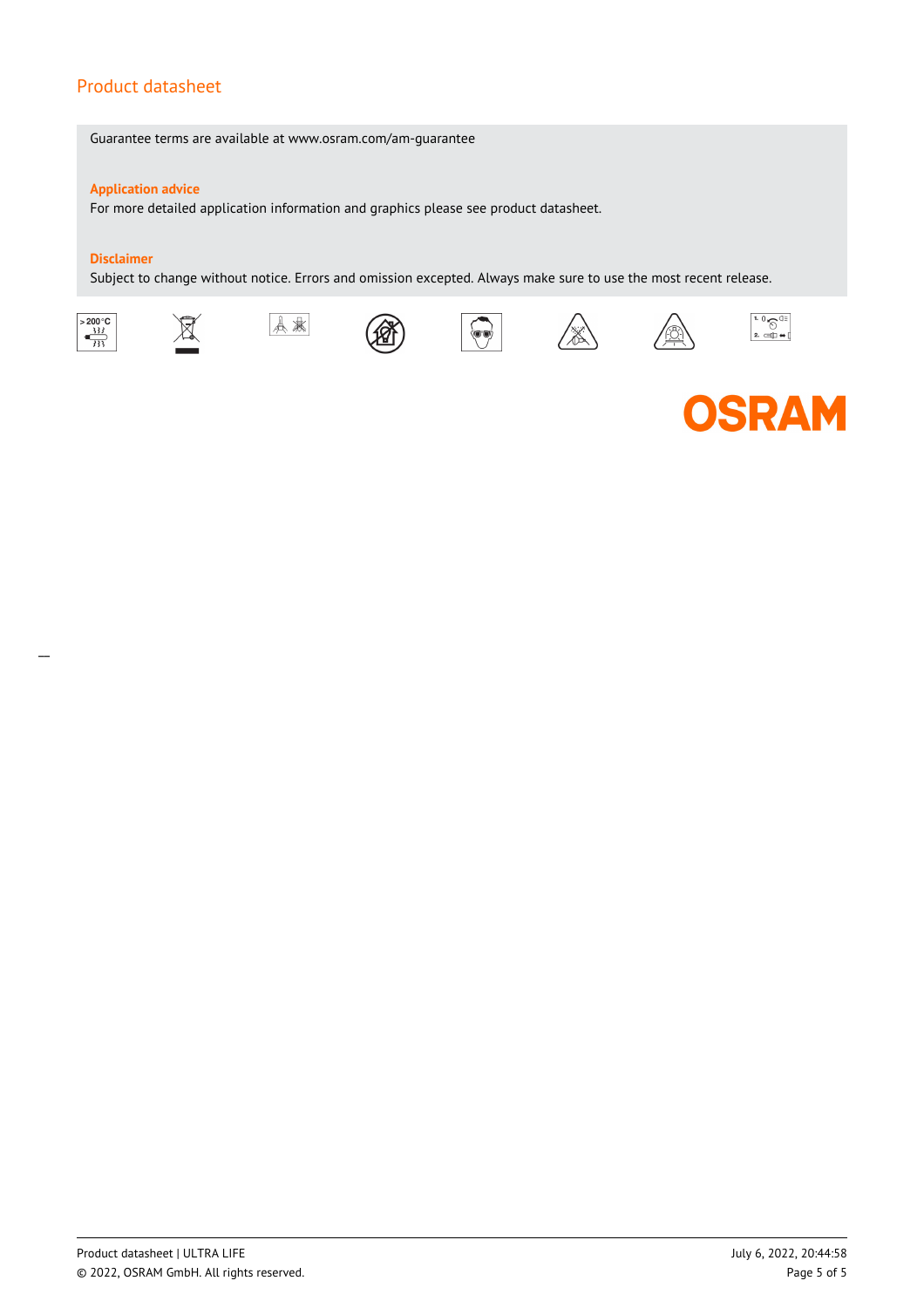Guarantee terms are available at www.osram.com/am-guarantee

**Application advice**

For more detailed application information and graphics please see product datasheet.

**Disclaimer**

Subject to change without notice. Errors and omission excepted. Always make sure to use the most recent release.